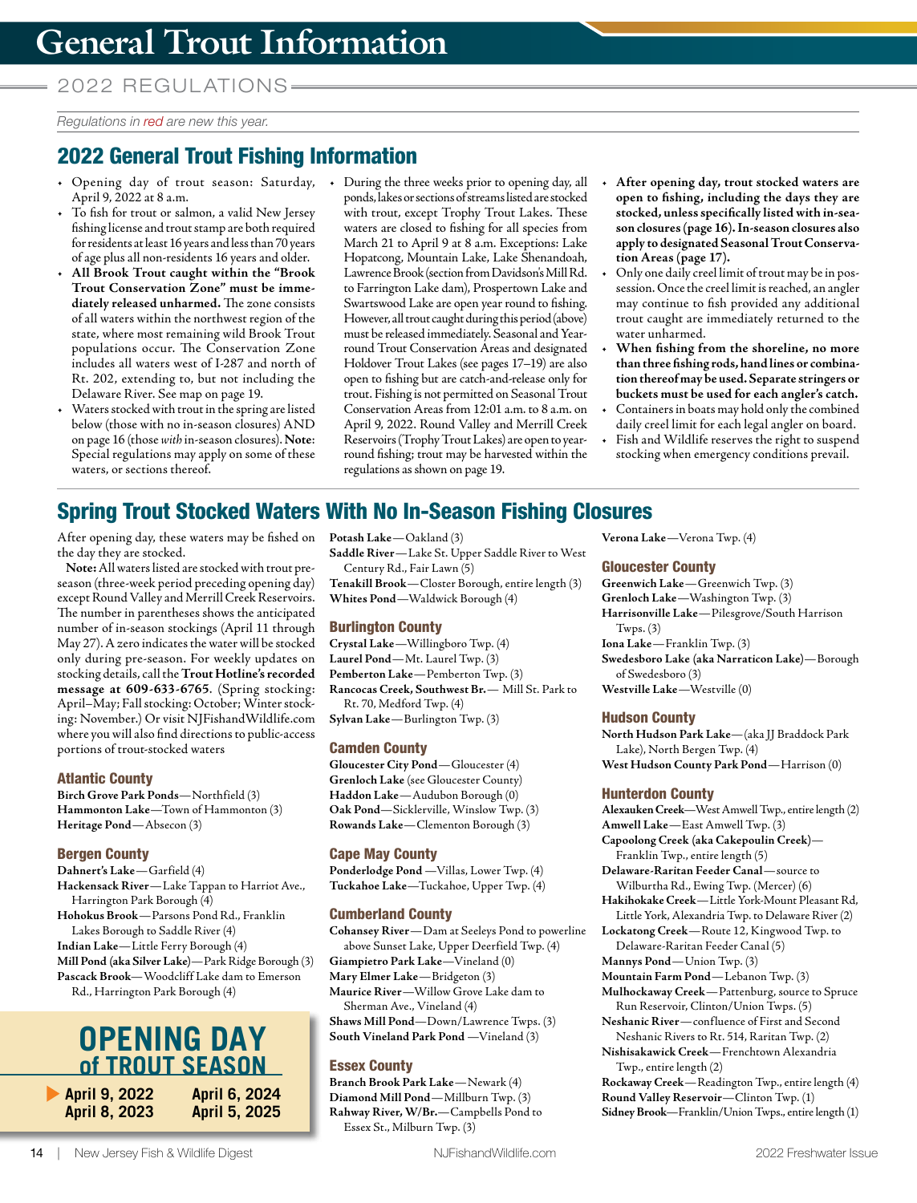# General Trout Information

2022 REGULATIONS

*Regulations in red are new this year.*

## 2022 General Trout Fishing Information

- Opening day of trout season: Saturday, April 9, 2022 at 8 a.m.
- To fish for trout or salmon, a valid New Jersey fishing license and trout stamp are both required for residents at least 16 years and less than 70 years of age plus all non-residents 16 years and older.
- **All Brook Trout caught within the "Brook Trout Conservation Zone" must be immediately released unharmed.** The zone consists of all waters within the northwest region of the state, where most remaining wild Brook Trout populations occur. The Conservation Zone includes all waters west of I-287 and north of Rt. 202, extending to, but not including the Delaware River. See map on page 19.
- Waters stocked with trout in the spring are listed below (those with no in-season closures) AND on page 16 (those *with* in-season closures). **Note:** Special regulations may apply on some of these waters, or sections thereof.
- During the three weeks prior to opening day, all ponds, lakes or sections of streams listed are stocked with trout, except Trophy Trout Lakes. These waters are closed to fishing for all species from March 21 to April 9 at 8 a.m. Exceptions: Lake Hopatcong, Mountain Lake, Lake Shenandoah, Lawrence Brook (section from Davidson's Mill Rd. to Farrington Lake dam), Prospertown Lake and Swartswood Lake are open year round to fishing. However, all trout caught during this period (above) must be released immediately. Seasonal and Year-round Trout Conservation Areas and designated Holdover Trout Lakes (see pages 17–19) are also open to fishing but are catch-and-release only for trout. Fishing is not permitted on Seasonal Trout Conservation Areas from 12:01 a.m. to 8 a.m. on April 9, 2022. Round Valley and Merrill Creek Reservoirs (Trophy Trout Lakes) are open to year-round fishing; trout may be harvested within the regulations as shown on page 19.
- **After opening day, trout stocked waters are open to fishing, including the days they are stocked, unless specifically listed with in-season closures (page 16). In-season closures also apply to designated Seasonal Trout Conservation Areas (page 17).**
- Only one daily creel limit of trout may be in possession. Once the creel limit is reached, an angler may continue to fish provided any additional trout caught are immediately returned to the water unharmed.
- **When fishing from the shoreline, no more than three fishing rods, hand lines or combination thereof may be used. Separate stringers or buckets must be used for each angler's catch.**
- Containers in boats may hold only the combined daily creel limit for each legal angler on board.
- Fish and Wildlife reserves the right to suspend stocking when emergency conditions prevail.

## Spring Trout Stocked Waters With No In-Season Fishing Closures

After opening day, these waters may be fished on the day they are stocked.

**Note:** All waters listed are stocked with trout pre-season (three-week period preceding opening day) except Round Valley and Merrill Creek Reservoirs. The number in parentheses shows the anticipated number of in-season stockings (April 11 through May 27). A zero indicates the water will be stocked only during pre-season. For weekly updates on stocking details, call the **Trout Hotline's recorded message at 609-633-6765**. (Spring stocking: April–May; Fall stocking: October; Winter stocking: November.) Or visit NJFishandWildlife.com where you will also find directions to public-access portions of trout-stocked waters

### Atlantic County

**Birch Grove Park Ponds**—Northfield (3)
**Hammonton Lake**—Town of Hammonton (3)
**Heritage Pond**—Absecon (3)

### Bergen County

**Dahnert's Lake**—Garfield (4)
**Hackensack River**—Lake Tappan to Harriot Ave., Harrington Park Borough (4)
**Hohokus Brook**—Parsons Pond Rd., Franklin Lakes Borough to Saddle River (4)
**Indian Lake**—Little Ferry Borough (4)
**Mill Pond (aka Silver Lake)**—Park Ridge Borough (3)
**Pascack Brook**—Woodcliff Lake dam to Emerson Rd., Harrington Park Borough (4)
**Potash Lake**—Oakland (3)
**Saddle River**—Lake St. Upper Saddle River to West Century Rd., Fair Lawn (5)
**Tenakill Brook**—Closter Borough, entire length (3)
**Whites Pond**—Waldwick Borough (4)

### Burlington County

**Crystal Lake**—Willingboro Twp. (4)
**Laurel Pond**—Mt. Laurel Twp. (3)
**Pemberton Lake**—Pemberton Twp. (3)
**Rancocas Creek, Southwest Br.**— Mill St. Park to Rt. 70, Medford Twp. (4)
**Sylvan Lake**—Burlington Twp. (3)

### Camden County

**Gloucester City Pond**—Gloucester (4)
**Grenloch Lake** (see Gloucester County)
**Haddon Lake**—Audubon Borough (0)
**Oak Pond**—Sicklerville, Winslow Twp. (3)
**Rowands Lake**—Clementon Borough (3)

### Cape May County

**Ponderlodge Pond** —Villas, Lower Twp. (4)
**Tuckahoe Lake**—Tuckahoe, Upper Twp. (4)

### Cumberland County

**Cohansey River**—Dam at Seeleys Pond to powerline above Sunset Lake, Upper Deerfield Twp. (4)
**Giampietro Park Lake**—Vineland (0)
**Mary Elmer Lake**—Bridgeton (3)
**Maurice River**—Willow Grove Lake dam to Sherman Ave., Vineland (4)
**Shaws Mill Pond**—Down/Lawrence Twps. (3)
**South Vineland Park Pond** —Vineland (3)

### Essex County

**Branch Brook Park Lake**—Newark (4)
**Diamond Mill Pond**—Millburn Twp. (3)
**Rahway River, W/Br.**—Campbells Pond to Essex St., Milburn Twp. (3)
**Verona Lake**—Verona Twp. (4)

### Gloucester County

**Greenwich Lake**—Greenwich Twp. (3)
**Grenloch Lake**—Washington Twp. (3)
**Harrisonville Lake**—Pilesgrove/South Harrison Twps. (3)
**Iona Lake**—Franklin Twp. (3)
**Swedesboro Lake (aka Narraticon Lake)**—Borough of Swedesboro (3)
**Westville Lake**—Westville (0)

### Hudson County

**North Hudson Park Lake**—(aka JJ Braddock Park Lake), North Bergen Twp. (4)
**West Hudson County Park Pond**—Harrison (0)

### Hunterdon County

**Alexauken Creek**—West Amwell Twp., entire length (2)
**Amwell Lake**—East Amwell Twp. (3)
**Capoolong Creek (aka Cakepoulin Creek)**—Franklin Twp., entire length (5)
**Delaware-Raritan Feeder Canal**—source to Wilburtha Rd., Ewing Twp. (Mercer) (6)
**Hakihokake Creek**—Little York-Mount Pleasant Rd, Little York, Alexandria Twp. to Delaware River (2)
**Lockatong Creek**—Route 12, Kingwood Twp. to Delaware-Raritan Feeder Canal (5)
**Mannys Pond**—Union Twp. (3)
**Mountain Farm Pond**—Lebanon Twp. (3)
**Mulhockaway Creek**—Pattenburg, source to Spruce Run Reservoir, Clinton/Union Twps. (5)
**Neshanic River**—confluence of First and Second Neshanic Rivers to Rt. 514, Raritan Twp. (2)
**Nishisakawick Creek**—Frenchtown Alexandria Twp., entire length (2)
**Rockaway Creek**—Readington Twp., entire length (4)
**Round Valley Reservoir**—Clinton Twp. (1)
**Sidney Brook**—Franklin/Union Twps., entire length (1)

## OPENING DAY of TROUT SEASON

| | |
|---|---|
| ▶ April 9, 2022 | April 6, 2024 |
| April 8, 2023 | April 5, 2025 |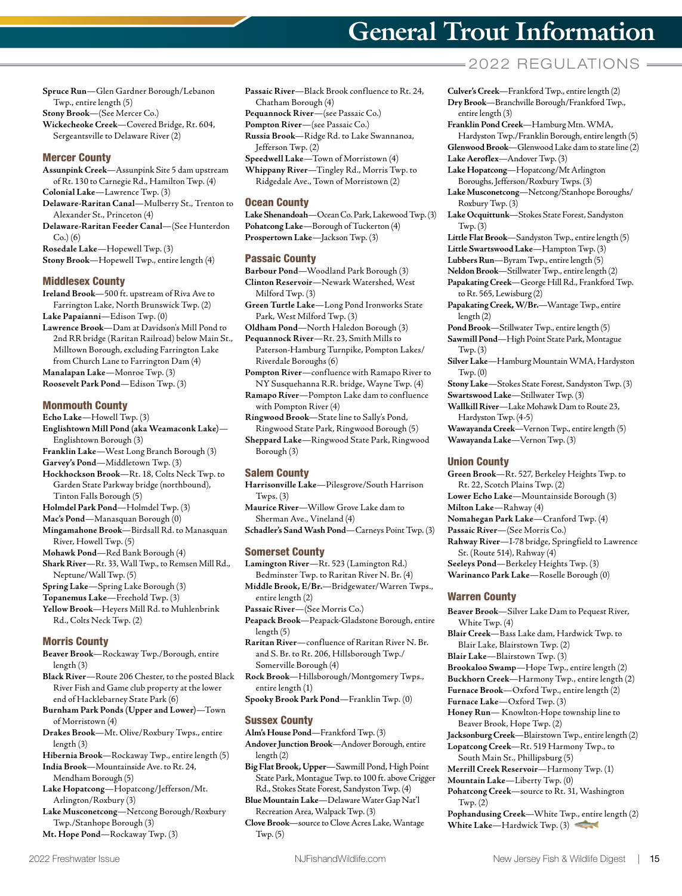# General Trout Information

## 2022 REGULATIONS

**Spruce Run**—Glen Gardner Borough/Lebanon Twp., entire length (5)
**Stony Brook**—(See Mercer Co.)
**Wickecheoke Creek**—Covered Bridge, Rt. 604, Sergeantsville to Delaware River (2)

### Mercer County

**Assunpink Creek**—Assunpink Site 5 dam upstream of Rt. 130 to Carnegie Rd., Hamilton Twp. (4)
**Colonial Lake**—Lawrence Twp. (3)
**Delaware-Raritan Canal**—Mulberry St., Trenton to Alexander St., Princeton (4)
**Delaware-Raritan Feeder Canal**—(See Hunterdon Co.) (6)
**Rosedale Lake**—Hopewell Twp. (3)
**Stony Brook**—Hopewell Twp., entire length (4)

### Middlesex County

**Ireland Brook**—500 ft. upstream of Riva Ave to Farrington Lake, North Brunswick Twp. (2)
**Lake Papaianni**—Edison Twp. (0)
**Lawrence Brook**—Dam at Davidson's Mill Pond to 2nd RR bridge (Raritan Railroad) below Main St., Milltown Borough, excluding Farrington Lake from Church Lane to Farrington Dam (4)
**Manalapan Lake**—Monroe Twp. (3)
**Roosevelt Park Pond**—Edison Twp. (3)

### Monmouth County

**Echo Lake**—Howell Twp. (3)
**Englishtown Mill Pond (aka Weamaconk Lake)**—Englishtown Borough (3)
**Franklin Lake**—West Long Branch Borough (3)
**Garvey's Pond**—Middletown Twp. (3)
**Hockhockson Brook**—Rt. 18, Colts Neck Twp. to Garden State Parkway bridge (northbound), Tinton Falls Borough (5)
**Holmdel Park Pond**—Holmdel Twp. (3)
**Mac's Pond**—Manasquan Borough (0)
**Mingamahone Brook**—Birdsall Rd. to Manasquan River, Howell Twp. (5)
**Mohawk Pond**—Red Bank Borough (4)
**Shark River**—Rt. 33, Wall Twp., to Remsen Mill Rd., Neptune/Wall Twp. (5)
**Spring Lake**—Spring Lake Borough (3)
**Topanemus Lake**—Freehold Twp. (3)
**Yellow Brook**—Heyers Mill Rd. to Muhlenbrink Rd., Colts Neck Twp. (2)

### Morris County

**Beaver Brook**—Rockaway Twp./Borough, entire length (3)
**Black River**—Route 206 Chester, to the posted Black River Fish and Game club property at the lower end of Hacklebarney State Park (6)
**Burnham Park Ponds (Upper and Lower)**—Town of Morristown (4)
**Drakes Brook**—Mt. Olive/Roxbury Twps., entire length (3)
**Hibernia Brook**—Rockaway Twp., entire length (5)
**India Brook**—Mountainside Ave. to Rt. 24, Mendham Borough (5)
**Lake Hopatcong**—Hopatcong/Jefferson/Mt. Arlington/Roxbury (3)
**Lake Musconetcong**—Netcong Borough/Roxbury Twp./Stanhope Borough (3)
**Mt. Hope Pond**—Rockaway Twp. (3)
**Passaic River**—Black Brook confluence to Rt. 24, Chatham Borough (4)
**Pequannock River**—(see Passaic Co.)
**Pompton River**—(see Passaic Co.)
**Russia Brook**—Ridge Rd. to Lake Swannanoa, Jefferson Twp. (2)
**Speedwell Lake**—Town of Morristown (4)
**Whippany River**—Tingley Rd., Morris Twp. to Ridgedale Ave., Town of Morristown (2)

### Ocean County

**Lake Shenandoah**—Ocean Co. Park, Lakewood Twp. (3)
**Pohatcong Lake**—Borough of Tuckerton (4)
**Prospertown Lake**—Jackson Twp. (3)

### Passaic County

**Barbour Pond**—Woodland Park Borough (3)
**Clinton Reservoir**—Newark Watershed, West Milford Twp. (3)
**Green Turtle Lake**—Long Pond Ironworks State Park, West Milford Twp. (3)
**Oldham Pond**—North Haledon Borough (3)
**Pequannock River**—Rt. 23, Smith Mills to Paterson-Hamburg Turnpike, Pompton Lakes/Riverdale Boroughs (6)
**Pompton River**—confluence with Ramapo River to NY Susquehanna R.R. bridge, Wayne Twp. (4)
**Ramapo River**—Pompton Lake dam to confluence with Pompton River (4)
**Ringwood Brook**—State line to Sally's Pond, Ringwood State Park, Ringwood Borough (5)
**Sheppard Lake**—Ringwood State Park, Ringwood Borough (3)

### Salem County

**Harrisonville Lake**—Pilesgrove/South Harrison Twps. (3)
**Maurice River**—Willow Grove Lake dam to Sherman Ave., Vineland (4)
**Schadler's Sand Wash Pond**—Carneys Point Twp. (3)

### Somerset County

**Lamington River**—Rt. 523 (Lamington Rd.) Bedminster Twp. to Raritan River N. Br. (4)
**Middle Brook, E/Br.**—Bridgewater/Warren Twps., entire length (2)
**Passaic River**—(See Morris Co.)
**Peapack Brook**—Peapack-Gladstone Borough, entire length (5)
**Raritan River**—confluence of Raritan River N. Br. and S. Br. to Rt. 206, Hillsborough Twp./Somerville Borough (4)
**Rock Brook**—Hillsborough/Montgomery Twps., entire length (1)
**Spooky Brook Park Pond**—Franklin Twp. (0)

### Sussex County

**Alm's House Pond**—Frankford Twp. (3)
**Andover Junction Brook**—Andover Borough, entire length (2)
**Big Flat Brook, Upper**—Sawmill Pond, High Point State Park, Montague Twp. to 100 ft. above Crigger Rd., Stokes State Forest, Sandyston Twp. (4)
**Blue Mountain Lake**—Delaware Water Gap Nat'l Recreation Area, Walpack Twp. (3)
**Clove Brook**—source to Clove Acres Lake, Wantage Twp. (5)
**Culver's Creek**—Frankford Twp., entire length (2)
**Dry Brook**—Branchville Borough/Frankford Twp., entire length (3)
**Franklin Pond Creek**—Hamburg Mtn. WMA, Hardyston Twp./Franklin Borough, entire length (5)
**Glenwood Brook**—Glenwood Lake dam to state line (2)
**Lake Aeroflex**—Andover Twp. (3)
**Lake Hopatcong**—Hopatcong/Mt Arlington Boroughs, Jefferson/Roxbury Twps. (3)
**Lake Musconetcong**—Netcong/Stanhope Boroughs/Roxbury Twp. (3)
**Lake Ocquittunk**—Stokes State Forest, Sandyston Twp. (3)
**Little Flat Brook**—Sandyston Twp., entire length (5)
**Little Swartswood Lake**—Hampton Twp. (3)
**Lubbers Run**—Byram Twp., entire length (5)
**Neldon Brook**—Stillwater Twp., entire length (2)
**Papakating Creek**—George Hill Rd., Frankford Twp. to Rt. 565, Lewisburg (2)
**Papakating Creek, W/Br.**—Wantage Twp., entire length (2)
**Pond Brook**—Stillwater Twp., entire length (5)
**Sawmill Pond**—High Point State Park, Montague Twp. (3)
**Silver Lake**—Hamburg Mountain WMA, Hardyston Twp. (0)
**Stony Lake**—Stokes State Forest, Sandyston Twp. (3)
**Swartswood Lake**—Stillwater Twp. (3)
**Wallkill River**—Lake Mohawk Dam to Route 23, Hardyston Twp. (4-5)
**Wawayanda Creek**—Vernon Twp., entire length (5)
**Wawayanda Lake**—Vernon Twp. (3)

### Union County

**Green Brook**—Rt. 527, Berkeley Heights Twp. to Rt. 22, Scotch Plains Twp. (2)
**Lower Echo Lake**—Mountainside Borough (3)
**Milton Lake**—Rahway (4)
**Nomahegan Park Lake**—Cranford Twp. (4)
**Passaic River**—(See Morris Co.)
**Rahway River**—I-78 bridge, Springfield to Lawrence St. (Route 514), Rahway (4)
**Seeleys Pond**—Berkeley Heights Twp. (3)
**Warinanco Park Lake**—Roselle Borough (0)

### Warren County

**Beaver Brook**—Silver Lake Dam to Pequest River, White Twp. (4)
**Blair Creek**—Bass Lake dam, Hardwick Twp. to Blair Lake, Blairstown Twp. (2)
**Blair Lake**—Blairstown Twp. (3)
**Brookaloo Swamp**—Hope Twp., entire length (2)
**Buckhorn Creek**—Harmony Twp., entire length (2)
**Furnace Brook**—Oxford Twp., entire length (2)
**Furnace Lake**—Oxford Twp. (3)
**Honey Run**— Knowlton-Hope township line to Beaver Brook, Hope Twp. (2)
**Jacksonburg Creek**—Blairstown Twp., entire length (2)
**Lopatcong Creek**—Rt. 519 Harmony Twp., to South Main St., Phillipsburg (5)
**Merrill Creek Reservoir**—Harmony Twp. (1)
**Mountain Lake**—Liberty Twp. (0)
**Pohatcong Creek**—source to Rt. 31, Washington Twp. (2)
**Pophandusing Creek**—White Twp., entire length (2)
**White Lake**—Hardwick Twp. (3)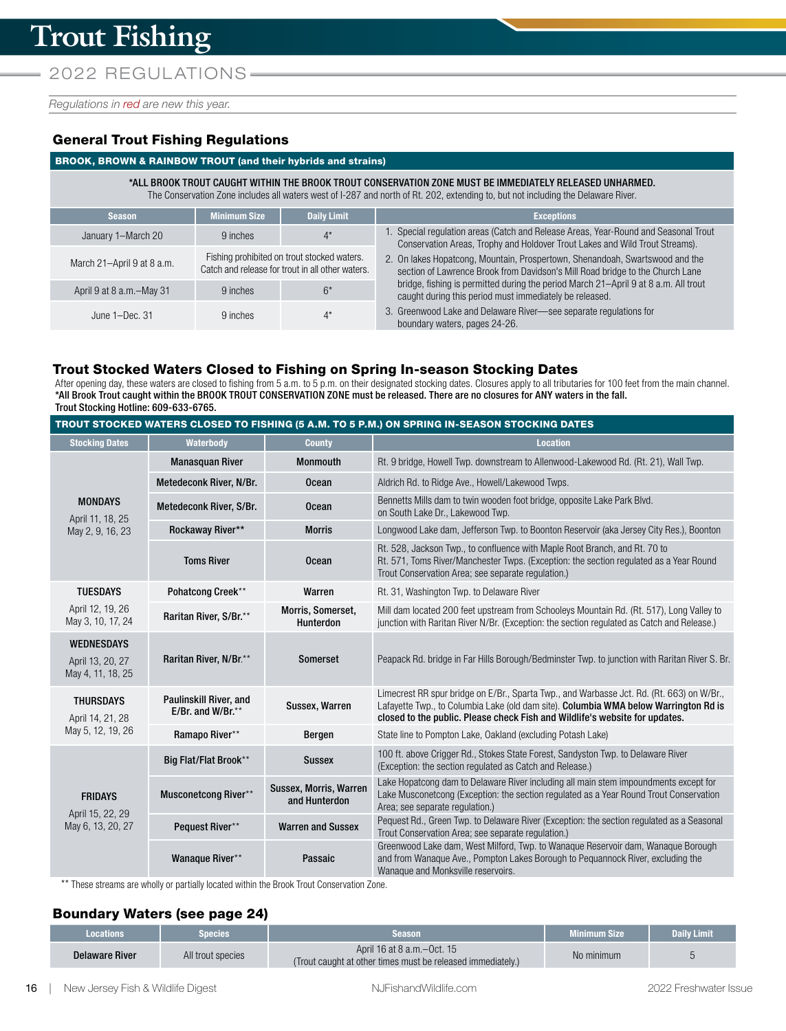# Trout Fishing

## 2022 REGULATIONS

*Regulations in red are new this year.*

### General Trout Fishing Regulations

**BROOK, BROWN & RAINBOW TROUT (and their hybrids and strains)**

**\*ALL BROOK TROUT CAUGHT WITHIN THE BROOK TROUT CONSERVATION ZONE MUST BE IMMEDIATELY RELEASED UNHARMED.**
The Conservation Zone includes all waters west of I-287 and north of Rt. 202, extending to, but not including the Delaware River.

| Season | Minimum Size | Daily Limit |
|---|---|---|
| January 1–March 20 | 9 inches | 4* |
| March 21–April 9 at 8 a.m. | Fishing prohibited on trout stocked waters. Catch and release for trout in all other waters. | |
| April 9 at 8 a.m.–May 31 | 9 inches | 6* |
| June 1–Dec. 31 | 9 inches | 4* |

**Exceptions**

1. Special regulation areas (Catch and Release Areas, Year-Round and Seasonal Trout Conservation Areas, Trophy and Holdover Trout Lakes and Wild Trout Streams).
2. On lakes Hopatcong, Mountain, Prospertown, Shenandoah, Swartswood and the section of Lawrence Brook from Davidson's Mill Road bridge to the Church Lane bridge, fishing is permitted during the period March 21–April 9 at 8 a.m. All trout caught during this period must immediately be released.
3. Greenwood Lake and Delaware River—see separate regulations for boundary waters, pages 24-26.

### Trout Stocked Waters Closed to Fishing on Spring In-season Stocking Dates

After opening day, these waters are closed to fishing from 5 a.m. to 5 p.m. on their designated stocking dates. Closures apply to all tributaries for 100 feet from the main channel.
**\*All Brook Trout caught within the BROOK TROUT CONSERVATION ZONE must be released. There are no closures for ANY waters in the fall.**
**Trout Stocking Hotline: 609-633-6765.**

**TROUT STOCKED WATERS CLOSED TO FISHING (5 A.M. TO 5 P.M.) ON SPRING IN-SEASON STOCKING DATES**

| Stocking Dates | Waterbody | County | Location |
|---|---|---|---|
| **MONDAYS** April 11, 18, 25 May 2, 9, 16, 23 | Manasquan River | Monmouth | Rt. 9 bridge, Howell Twp. downstream to Allenwood-Lakewood Rd. (Rt. 21), Wall Twp. |
| | Metedeconk River, N/Br. | Ocean | Aldrich Rd. to Ridge Ave., Howell/Lakewood Twps. |
| | Metedeconk River, S/Br. | Ocean | Bennetts Mills dam to twin wooden foot bridge, opposite Lake Park Blvd. on South Lake Dr., Lakewood Twp. |
| | Rockaway River** | Morris | Longwood Lake dam, Jefferson Twp. to Boonton Reservoir (aka Jersey City Res.), Boonton |
| | Toms River | Ocean | Rt. 528, Jackson Twp., to confluence with Maple Root Branch, and Rt. 70 to Rt. 571, Toms River/Manchester Twps. (Exception: the section regulated as a Year Round Trout Conservation Area; see separate regulation.) |
| **TUESDAYS** April 12, 19, 26 May 3, 10, 17, 24 | Pohatcong Creek** | Warren | Rt. 31, Washington Twp. to Delaware River |
| | Raritan River, S/Br.** | Morris, Somerset, Hunterdon | Mill dam located 200 feet upstream from Schooleys Mountain Rd. (Rt. 517), Long Valley to junction with Raritan River N/Br. (Exception: the section regulated as Catch and Release.) |
| **WEDNESDAYS** April 13, 20, 27 May 4, 11, 18, 25 | Raritan River, N/Br.** | Somerset | Peapack Rd. bridge in Far Hills Borough/Bedminster Twp. to junction with Raritan River S. Br. |
| **THURSDAYS** April 14, 21, 28 May 5, 12, 19, 26 | Paulinskill River, and E/Br. and W/Br.** | Sussex, Warren | Limecrest RR spur bridge on E/Br., Sparta Twp., and Warbasse Jct. Rd. (Rt. 663) on W/Br., Lafayette Twp., to Columbia Lake (old dam site). **Columbia WMA below Warrington Rd is closed to the public. Please check Fish and Wildlife's website for updates.** |
| | Ramapo River** | Bergen | State line to Pompton Lake, Oakland (excluding Potash Lake) |
| **FRIDAYS** April 15, 22, 29 May 6, 13, 20, 27 | Big Flat/Flat Brook** | Sussex | 100 ft. above Crigger Rd., Stokes State Forest, Sandyston Twp. to Delaware River (Exception: the section regulated as Catch and Release.) |
| | Musconetcong River** | Sussex, Morris, Warren and Hunterdon | Lake Hopatcong dam to Delaware River including all main stem impoundments except for Lake Musconetcong (Exception: the section regulated as a Year Round Trout Conservation Area; see separate regulation.) |
| | Pequest River** | Warren and Sussex | Pequest Rd., Green Twp. to Delaware River (Exception: the section regulated as a Seasonal Trout Conservation Area; see separate regulation.) |
| | Wanaque River** | Passaic | Greenwood Lake dam, West Milford, Twp. to Wanaque Reservoir dam, Wanaque Borough and from Wanaque Ave., Pompton Lakes Borough to Pequannock River, excluding the Wanaque and Monksville reservoirs. |

** These streams are wholly or partially located within the Brook Trout Conservation Zone.

### Boundary Waters (see page 24)

| Locations | Species | Season | Minimum Size | Daily Limit |
|---|---|---|---|---|
| **Delaware River** | All trout species | April 16 at 8 a.m.–Oct. 15 (Trout caught at other times must be released immediately.) | No minimum | 5 |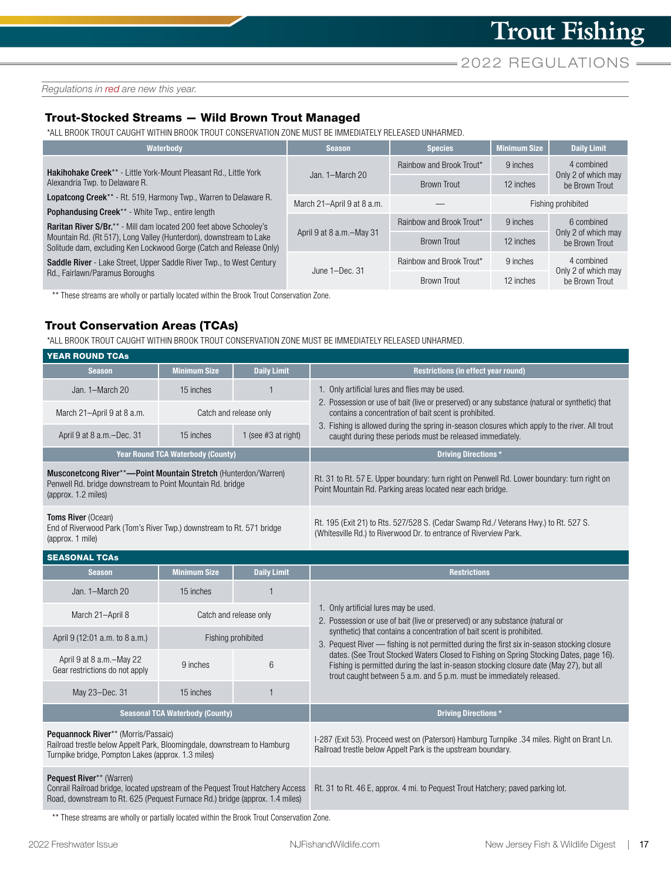# Trout Fishing

## 2022 REGULATIONS

*Regulations in red are new this year.*

### Trout-Stocked Streams — Wild Brown Trout Managed

*ALL BROOK TROUT CAUGHT WITHIN BROOK TROUT CONSERVATION ZONE MUST BE IMMEDIATELY RELEASED UNHARMED.

| Waterbody | Season | Species | Minimum Size | Daily Limit |
|---|---|---|---|---|
| **Hakihohake Creek**** - Little York-Mount Pleasant Rd., Little York Alexandria Twp. to Delaware R.<br>**Lopatcong Creek**** - Rt. 519, Harmony Twp., Warren to Delaware R.<br>**Pophandusing Creek**** - White Twp., entire length<br>**Raritan River S/Br.**** - Mill dam located 200 feet above Schooley's Mountain Rd. (Rt 517), Long Valley (Hunterdon), downstream to Lake Solitude dam, excluding Ken Lockwood Gorge (Catch and Release Only)<br>**Saddle River** - Lake Street, Upper Saddle River Twp., to West Century Rd., Fairlawn/Paramus Boroughs | Jan. 1–March 20 | Rainbow and Brook Trout* | 9 inches | 4 combined Only 2 of which may be Brown Trout |
| | | Brown Trout | 12 inches | |
| | March 21–April 9 at 8 a.m. | — | Fishing prohibited | |
| | April 9 at 8 a.m.–May 31 | Rainbow and Brook Trout* | 9 inches | 6 combined Only 2 of which may be Brown Trout |
| | | Brown Trout | 12 inches | |
| | June 1–Dec. 31 | Rainbow and Brook Trout* | 9 inches | 4 combined Only 2 of which may be Brown Trout |
| | | Brown Trout | 12 inches | |

** These streams are wholly or partially located within the Brook Trout Conservation Zone.

### Trout Conservation Areas (TCAs)

*ALL BROOK TROUT CAUGHT WITHIN BROOK TROUT CONSERVATION ZONE MUST BE IMMEDIATELY RELEASED UNHARMED.

#### YEAR ROUND TCAs

| Season | Minimum Size | Daily Limit |
|---|---|---|
| Jan. 1–March 20 | 15 inches | 1 |
| March 21–April 9 at 8 a.m. | Catch and release only | |
| April 9 at 8 a.m.–Dec. 31 | 15 inches | 1 (see #3 at right) |

**Restrictions (in effect year round)**

1. Only artificial lures and flies may be used.
2. Possession or use of bait (live or preserved) or any substance (natural or synthetic) that contains a concentration of bait scent is prohibited.
3. Fishing is allowed during the spring in-season closures which apply to the river. All trout caught during these periods must be released immediately.

| Year Round TCA Waterbody (County) | Driving Directions * |
|---|---|
| **Musconetcong River**\*\*—**Point Mountain Stretch** (Hunterdon/Warren)<br>Penwell Rd. bridge downstream to Point Mountain Rd. bridge (approx. 1.2 miles) | Rt. 31 to Rt. 57 E. Upper boundary: turn right on Penwell Rd. Lower boundary: turn right on Point Mountain Rd. Parking areas located near each bridge. |
| **Toms River** (Ocean)<br>End of Riverwood Park (Tom's River Twp.) downstream to Rt. 571 bridge (approx. 1 mile) | Rt. 195 (Exit 21) to Rts. 527/528 S. (Cedar Swamp Rd./ Veterans Hwy.) to Rt. 527 S. (Whitesville Rd.) to Riverwood Dr. to entrance of Riverview Park. |

#### SEASONAL TCAs

| Season | Minimum Size | Daily Limit |
|---|---|---|
| Jan. 1–March 20 | 15 inches | 1 |
| March 21–April 8 | Catch and release only | |
| April 9 (12:01 a.m. to 8 a.m.) | Fishing prohibited | |
| April 9 at 8 a.m.–May 22<br>Gear restrictions do not apply | 9 inches | 6 |
| May 23–Dec. 31 | 15 inches | 1 |

**Restrictions**

1. Only artificial lures may be used.
2. Possession or use of bait (live or preserved) or any substance (natural or synthetic) that contains a concentration of bait scent is prohibited.
3. Pequest River — fishing is not permitted during the first six in-season stocking closure dates. (See Trout Stocked Waters Closed to Fishing on Spring Stocking Dates, page 16). Fishing is permitted during the last in-season stocking closure date (May 27), but all trout caught between 5 a.m. and 5 p.m. must be immediately released.

| Seasonal TCA Waterbody (County) | Driving Directions * |
|---|---|
| **Pequannock River**** (Morris/Passaic)<br>Railroad trestle below Appelt Park, Bloomingdale, downstream to Hamburg Turnpike bridge, Pompton Lakes (approx. 1.3 miles) | I-287 (Exit 53). Proceed west on (Paterson) Hamburg Turnpike .34 miles. Right on Brant Ln. Railroad trestle below Appelt Park is the upstream boundary. |
| **Pequest River**** (Warren)<br>Conrail Railroad bridge, located upstream of the Pequest Trout Hatchery Access Road, downstream to Rt. 625 (Pequest Furnace Rd.) bridge (approx. 1.4 miles) | Rt. 31 to Rt. 46 E, approx. 4 mi. to Pequest Trout Hatchery; paved parking lot. |

** These streams are wholly or partially located within the Brook Trout Conservation Zone.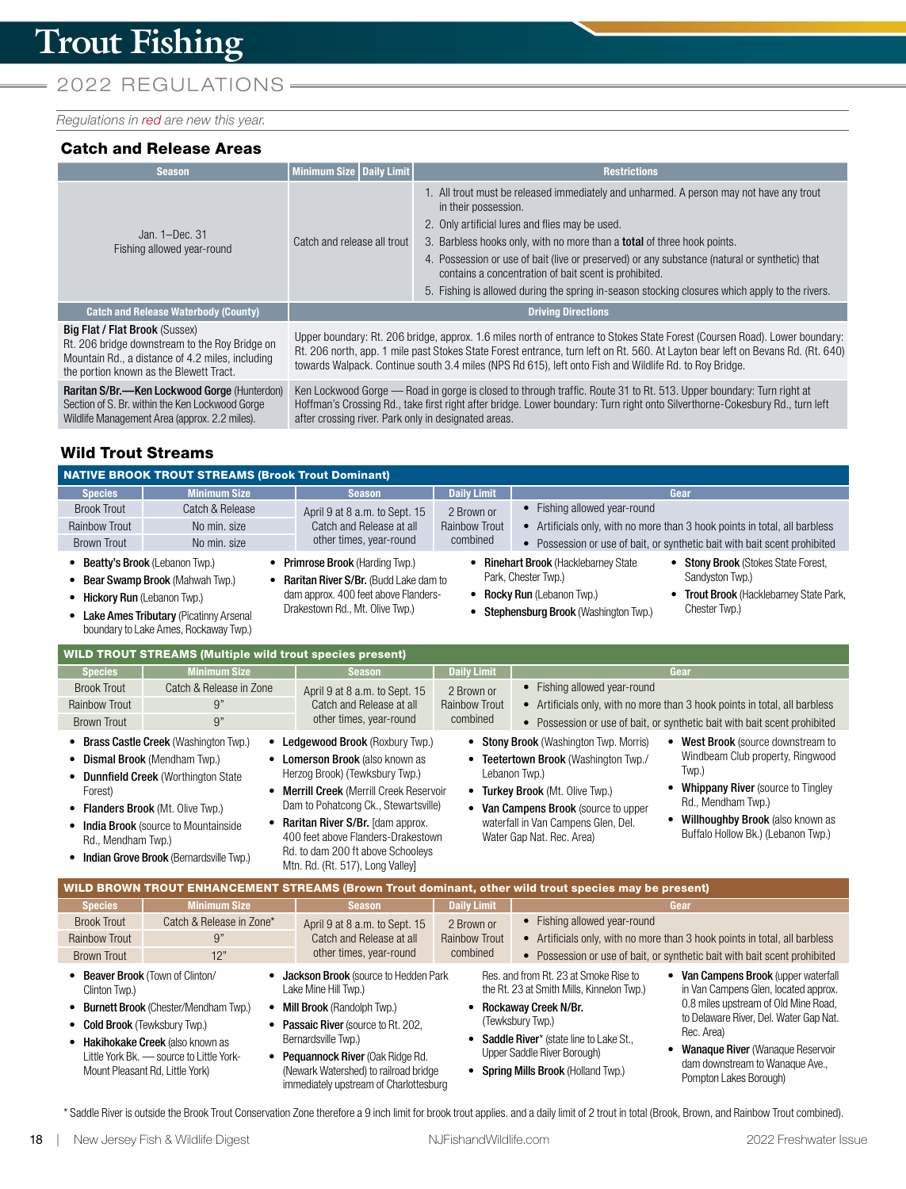# Trout Fishing

## 2022 REGULATIONS

*Regulations in red are new this year.*

### Catch and Release Areas

| Season | Minimum Size | Daily Limit | Restrictions |
|---|---|---|---|
| Jan. 1–Dec. 31<br>Fishing allowed year-round | Catch and release all trout | | 1. All trout must be released immediately and unharmed. A person may not have any trout in their possession.<br>2. Only artificial lures and flies may be used.<br>3. Barbless hooks only, with no more than a **total** of three hook points.<br>4. Possession or use of bait (live or preserved) or any substance (natural or synthetic) that contains a concentration of bait scent is prohibited.<br>5. Fishing is allowed during the spring in-season stocking closures which apply to the rivers. |

| Catch and Release Waterbody (County) | Driving Directions |
|---|---|
| **Big Flat / Flat Brook** (Sussex)<br>Rt. 206 bridge downstream to the Roy Bridge on Mountain Rd., a distance of 4.2 miles, including the portion known as the Blewett Tract. | Upper boundary: Rt. 206 bridge, approx. 1.6 miles north of entrance to Stokes State Forest (Coursen Road). Lower boundary: Rt. 206 north, app. 1 mile past Stokes State Forest entrance, turn left on Rt. 560. At Layton bear left on Bevans Rd. (Rt. 640) towards Walpack. Continue south 3.4 miles (NPS Rd 615), left onto Fish and Wildlife Rd. to Roy Bridge. |
| **Raritan S/Br.—Ken Lockwood Gorge** (Hunterdon)<br>Section of S. Br. within the Ken Lockwood Gorge Wildlife Management Area (approx. 2.2 miles). | Ken Lockwood Gorge — Road in gorge is closed to through traffic. Route 31 to Rt. 513. Upper boundary: Turn right at Hoffman's Crossing Rd., take first right after bridge. Lower boundary: Turn right onto Silverthorne-Cokesbury Rd., turn left after crossing river. Park only in designated areas. |

### Wild Trout Streams

#### NATIVE BROOK TROUT STREAMS (Brook Trout Dominant)

| Species | Minimum Size | Season | Daily Limit | Gear |
|---|---|---|---|---|
| Brook Trout | Catch & Release | April 9 at 8 a.m. to Sept. 15<br>Catch and Release at all other times, year-round | 2 Brown or Rainbow Trout combined | • Fishing allowed year-round<br>• Artificials only, with no more than 3 hook points in total, all barbless<br>• Possession or use of bait, or synthetic bait with bait scent prohibited |
| Rainbow Trout | No min. size | | | |
| Brown Trout | No min. size | | | |

- **Beatty's Brook** (Lebanon Twp.)
- **Bear Swamp Brook** (Mahwah Twp.)
- **Hickory Run** (Lebanon Twp.)
- **Lake Ames Tributary** (Picatinny Arsenal boundary to Lake Ames, Rockaway Twp.)
- **Primrose Brook** (Harding Twp.)
- **Raritan River S/Br.** (Budd Lake dam to dam approx. 400 feet above Flanders-Drakestown Rd., Mt. Olive Twp.)
- **Rinehart Brook** (Hacklebarney State Park, Chester Twp.)
- **Rocky Run** (Lebanon Twp.)
- **Stephensburg Brook** (Washington Twp.)
- **Stony Brook** (Stokes State Forest, Sandyston Twp.)
- **Trout Brook** (Hacklebarney State Park, Chester Twp.)

#### WILD TROUT STREAMS (Multiple wild trout species present)

| Species | Minimum Size | Season | Daily Limit | Gear |
|---|---|---|---|---|
| Brook Trout | Catch & Release in Zone | April 9 at 8 a.m. to Sept. 15<br>Catch and Release at all other times, year-round | 2 Brown or Rainbow Trout combined | • Fishing allowed year-round<br>• Artificials only, with no more than 3 hook points in total, all barbless<br>• Possession or use of bait, or synthetic bait with bait scent prohibited |
| Rainbow Trout | 9" | | | |
| Brown Trout | 9" | | | |

- **Brass Castle Creek** (Washington Twp.)
- **Dismal Brook** (Mendham Twp.)
- **Dunnfield Creek** (Worthington State Forest)
- **Flanders Brook** (Mt. Olive Twp.)
- **India Brook** (source to Mountainside Rd., Mendham Twp.)
- **Indian Grove Brook** (Bernardsville Twp.)
- **Ledgewood Brook** (Roxbury Twp.)
- **Lomerson Brook** (also known as Herzog Brook) (Tewksbury Twp.)
- **Merrill Creek** (Merrill Creek Reservoir Dam to Pohatcong Ck., Stewartsville)
- **Raritan River S/Br.** [dam approx. 400 feet above Flanders-Drakestown Rd. to dam 200 ft above Schooleys Mtn. Rd. (Rt. 517), Long Valley]
- **Stony Brook** (Washington Twp. Morris)
- **Teetertown Brook** (Washington Twp./ Lebanon Twp.)
- **Turkey Brook** (Mt. Olive Twp.)
- **Van Campens Brook** (source to upper waterfall in Van Campens Glen, Del. Water Gap Nat. Rec. Area)
- **West Brook** (source downstream to Windbeam Club property, Ringwood Twp.)
- **Whippany River** (source to Tingley Rd., Mendham Twp.)
- **Willhoughby Brook** (also known as Buffalo Hollow Bk.) (Lebanon Twp.)

#### WILD BROWN TROUT ENHANCEMENT STREAMS (Brown Trout dominant, other wild trout species may be present)

| Species | Minimum Size | Season | Daily Limit | Gear |
|---|---|---|---|---|
| Brook Trout | Catch & Release in Zone* | April 9 at 8 a.m. to Sept. 15<br>Catch and Release at all other times, year-round | 2 Brown or Rainbow Trout combined | • Fishing allowed year-round<br>• Artificials only, with no more than 3 hook points in total, all barbless<br>• Possession or use of bait, or synthetic bait with bait scent prohibited |
| Rainbow Trout | 9" | | | |
| Brown Trout | 12" | | | |

- **Beaver Brook** (Town of Clinton/ Clinton Twp.)
- **Burnett Brook** (Chester/Mendham Twp.)
- **Cold Brook** (Tewksbury Twp.)
- **Hakihokake Creek** (also known as Little York Bk. — source to Little York-Mount Pleasant Rd, Little York)
- **Jackson Brook** (source to Hedden Park Lake Mine Hill Twp.)
- **Mill Brook** (Randolph Twp.)
- **Passaic River** (source to Rt. 202, Bernardsville Twp.)
- **Pequannock River** (Oak Ridge Rd. (Newark Watershed) to railroad bridge immediately upstream of Charlottesburg Res. and from Rt. 23 at Smoke Rise to the Rt. 23 at Smith Mills, Kinnelon Twp.)
- **Rockaway Creek N/Br.** (Tewksbury Twp.)
- **Saddle River*** (state line to Lake St., Upper Saddle River Borough)
- **Spring Mills Brook** (Holland Twp.)
- **Van Campens Brook** (upper waterfall in Van Campens Glen, located approx. 0.8 miles upstream of Old Mine Road, to Delaware River, Del. Water Gap Nat. Rec. Area)
- **Wanaque River** (Wanaque Reservoir dam downstream to Wanaque Ave., Pompton Lakes Borough)

* Saddle River is outside the Brook Trout Conservation Zone therefore a 9 inch limit for brook trout applies. and a daily limit of 2 trout in total (Brook, Brown, and Rainbow Trout combined).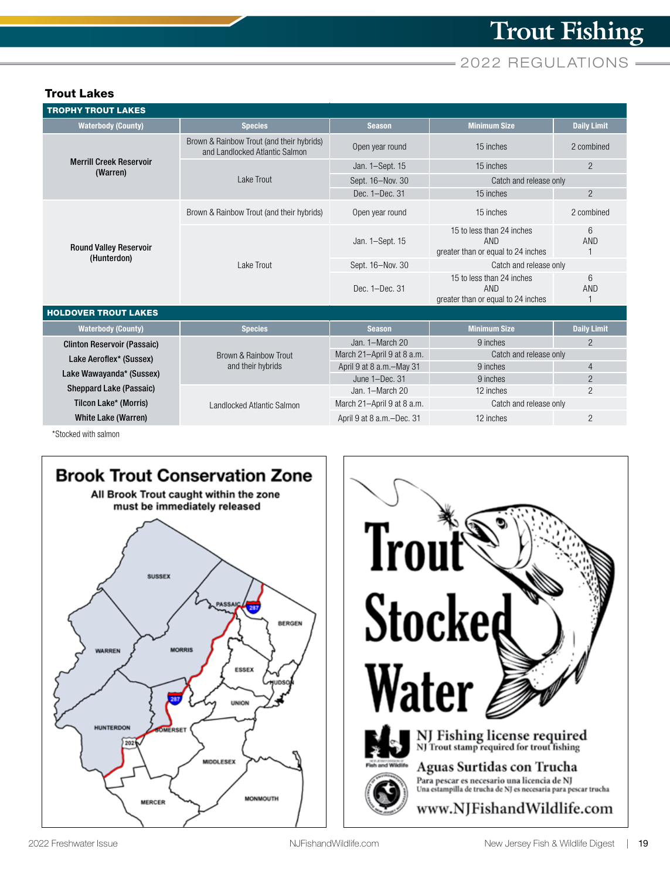# Trout Fishing

2022 REGULATIONS

## Trout Lakes

**TROPHY TROUT LAKES**

| Waterbody (County) | Species | Season | Minimum Size | Daily Limit |
|---|---|---|---|---|
| Merrill Creek Reservoir (Warren) | Brown & Rainbow Trout (and their hybrids) and Landlocked Atlantic Salmon | Open year round | 15 inches | 2 combined |
| | Lake Trout | Jan. 1–Sept. 15 | 15 inches | 2 |
| | | Sept. 16–Nov. 30 | Catch and release only | |
| | | Dec. 1–Dec. 31 | 15 inches | 2 |
| Round Valley Reservoir (Hunterdon) | Brown & Rainbow Trout (and their hybrids) | Open year round | 15 inches | 2 combined |
| | Lake Trout | Jan. 1–Sept. 15 | 15 to less than 24 inches AND greater than or equal to 24 inches | 6 AND 1 |
| | | Sept. 16–Nov. 30 | Catch and release only | |
| | | Dec. 1–Dec. 31 | 15 to less than 24 inches AND greater than or equal to 24 inches | 6 AND 1 |

**HOLDOVER TROUT LAKES**

| Waterbody (County) | Species | Season | Minimum Size | Daily Limit |
|---|---|---|---|---|
| Clinton Reservoir (Passaic)<br>Lake Aeroflex* (Sussex)<br>Lake Wawayanda* (Sussex)<br>Sheppard Lake (Passaic)<br>Tilcon Lake* (Morris)<br>White Lake (Warren) | Brown & Rainbow Trout and their hybrids | Jan. 1–March 20 | 9 inches | 2 |
| | | March 21–April 9 at 8 a.m. | Catch and release only | |
| | | April 9 at 8 a.m.–May 31 | 9 inches | 4 |
| | | June 1–Dec. 31 | 9 inches | 2 |
| | Landlocked Atlantic Salmon | Jan. 1–March 20 | 12 inches | 2 |
| | | March 21–April 9 at 8 a.m. | Catch and release only | |
| | | April 9 at 8 a.m.–Dec. 31 | 12 inches | 2 |

*Stocked with salmon

## Brook Trout Conservation Zone

All Brook Trout caught within the zone must be immediately released

SUSSEX
PASSAIC
287
BERGEN
WARREN
MORRIS
ESSEX
HUDSON
287
UNION
HUNTERDON
SOMERSET
202
MIDDLESEX
MERCER
MONMOUTH

Trout Stocked Water

NJ Fishing license required
NJ Trout stamp required for trout fishing

Aguas Surtidas con Trucha
Para pescar es necesario una licencia de NJ
Una estampilla de trucha de NJ es necesaria para pescar trucha

www.NJFishandWildlife.com